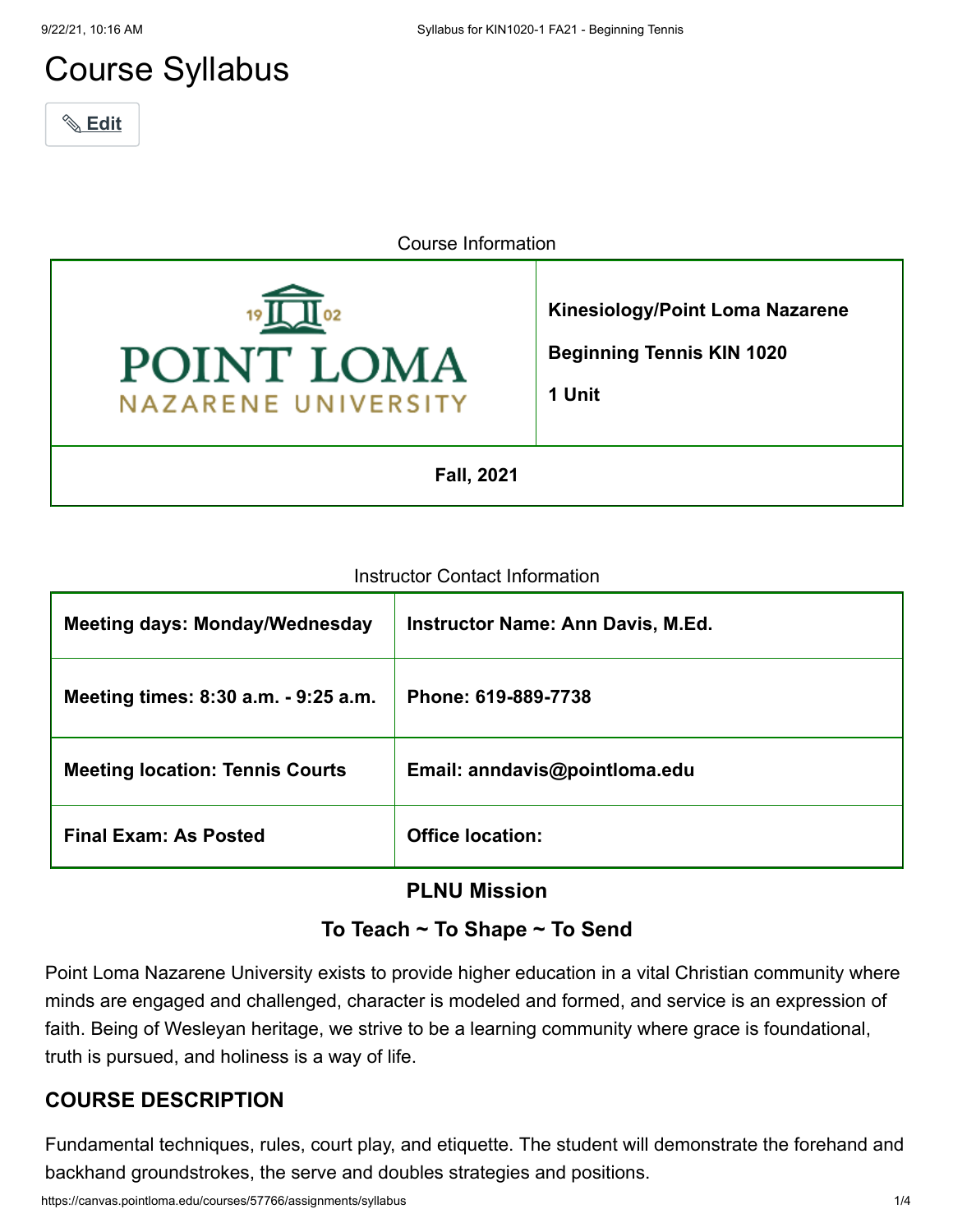# Course Syllabus

✎ Edit

Course Information

| POINT LOMA NAZARENE UNIVERSITY | **Kinesiology/Point Loma Nazarene**<br><br>**Beginning Tennis KIN 1020**<br><br>**1 Unit** |
|---|---|
| **Fall, 2021** | |

Instructor Contact Information

| **Meeting days: Monday/Wednesday** | **Instructor Name: Ann Davis, M.Ed.** |
|---|---|
| **Meeting times: 8:30 a.m. - 9:25 a.m.** | **Phone: 619-889-7738** |
| **Meeting location: Tennis Courts** | **Email: anndavis@pointloma.edu** |
| **Final Exam: As Posted** | **Office location:** |

**PLNU Mission**

**To Teach ~ To Shape ~ To Send**

Point Loma Nazarene University exists to provide higher education in a vital Christian community where minds are engaged and challenged, character is modeled and formed, and service is an expression of faith. Being of Wesleyan heritage, we strive to be a learning community where grace is foundational, truth is pursued, and holiness is a way of life.

## COURSE DESCRIPTION

Fundamental techniques, rules, court play, and etiquette. The student will demonstrate the forehand and backhand groundstrokes, the serve and doubles strategies and positions.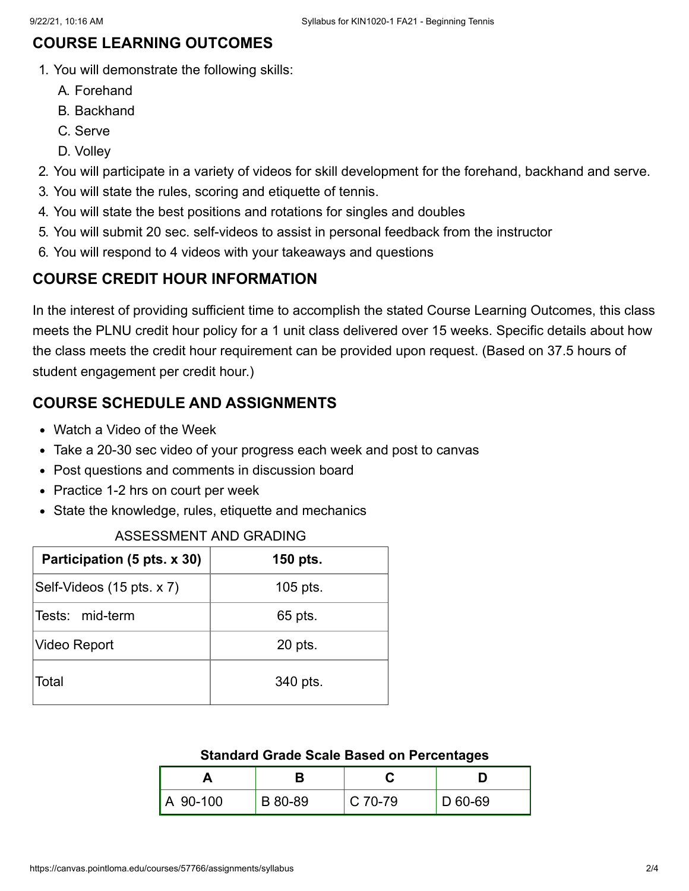## COURSE LEARNING OUTCOMES

1. You will demonstrate the following skills:
   A. Forehand
   B. Backhand
   C. Serve
   D. Volley
2. You will participate in a variety of videos for skill development for the forehand, backhand and serve.
3. You will state the rules, scoring and etiquette of tennis.
4. You will state the best positions and rotations for singles and doubles
5. You will submit 20 sec. self-videos to assist in personal feedback from the instructor
6. You will respond to 4 videos with your takeaways and questions

## COURSE CREDIT HOUR INFORMATION

In the interest of providing sufficient time to accomplish the stated Course Learning Outcomes, this class meets the PLNU credit hour policy for a 1 unit class delivered over 15 weeks. Specific details about how the class meets the credit hour requirement can be provided upon request. (Based on 37.5 hours of student engagement per credit hour.)

## COURSE SCHEDULE AND ASSIGNMENTS

- Watch a Video of the Week
- Take a 20-30 sec video of your progress each week and post to canvas
- Post questions and comments in discussion board
- Practice 1-2 hrs on court per week
- State the knowledge, rules, etiquette and mechanics

ASSESSMENT AND GRADING

| **Participation (5 pts. x 30)** | **150 pts.** |
|---|---|
| Self-Videos (15 pts. x 7) | 105 pts. |
| Tests: mid-term | 65 pts. |
| Video Report | 20 pts. |
| Total | 340 pts. |

**Standard Grade Scale Based on Percentages**

| A | B | C | D |
|---|---|---|---|
| A 90-100 | B 80-89 | C 70-79 | D 60-69 |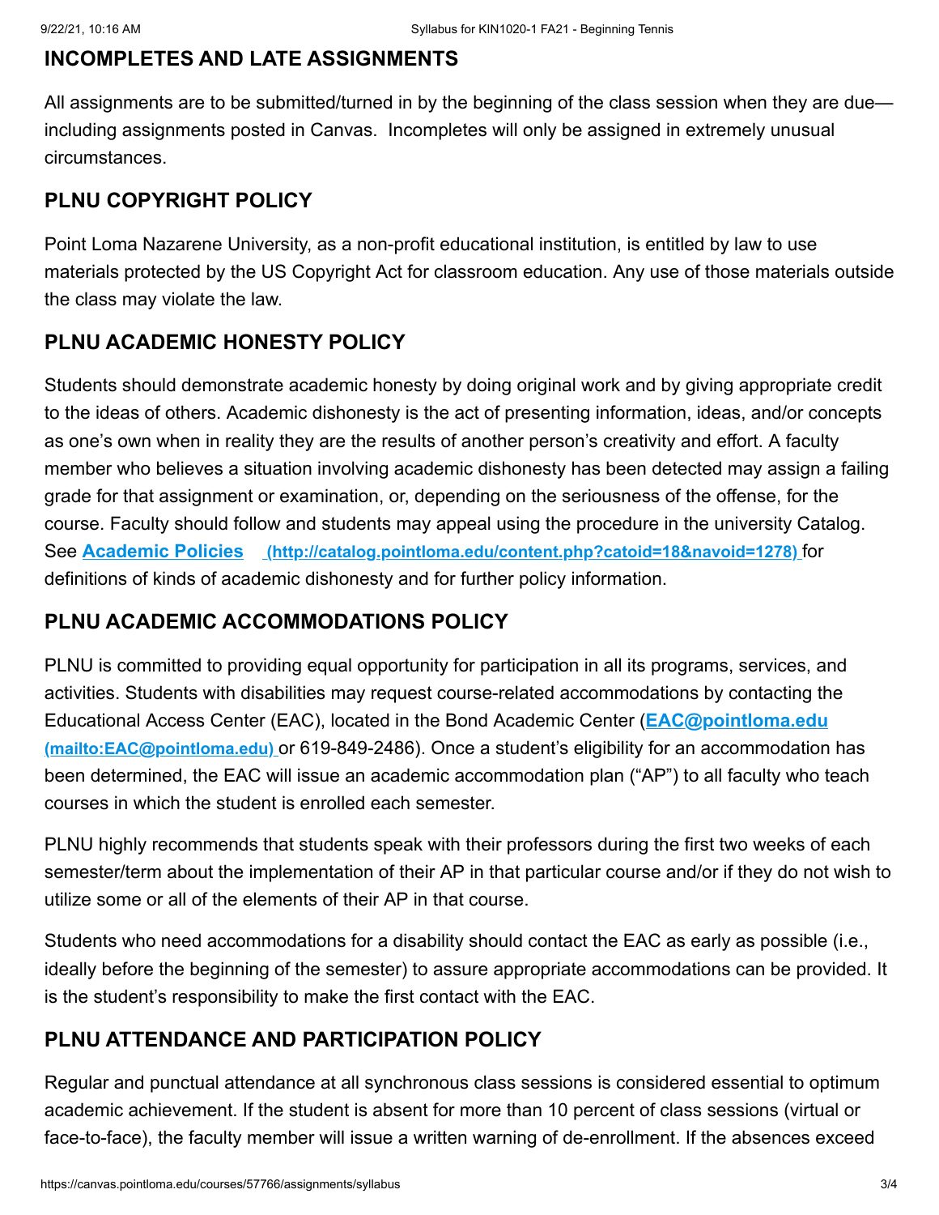## INCOMPLETES AND LATE ASSIGNMENTS

All assignments are to be submitted/turned in by the beginning of the class session when they are due—including assignments posted in Canvas. Incompletes will only be assigned in extremely unusual circumstances.

## PLNU COPYRIGHT POLICY

Point Loma Nazarene University, as a non-profit educational institution, is entitled by law to use materials protected by the US Copyright Act for classroom education. Any use of those materials outside the class may violate the law.

## PLNU ACADEMIC HONESTY POLICY

Students should demonstrate academic honesty by doing original work and by giving appropriate credit to the ideas of others. Academic dishonesty is the act of presenting information, ideas, and/or concepts as one's own when in reality they are the results of another person's creativity and effort. A faculty member who believes a situation involving academic dishonesty has been detected may assign a failing grade for that assignment or examination, or, depending on the seriousness of the offense, for the course. Faculty should follow and students may appeal using the procedure in the university Catalog. See **[Academic Policies](http://catalog.pointloma.edu/content.php?catoid=18&navoid=1278)** (http://catalog.pointloma.edu/content.php?catoid=18&navoid=1278) for definitions of kinds of academic dishonesty and for further policy information.

## PLNU ACADEMIC ACCOMMODATIONS POLICY

PLNU is committed to providing equal opportunity for participation in all its programs, services, and activities. Students with disabilities may request course-related accommodations by contacting the Educational Access Center (EAC), located in the Bond Academic Center (**[EAC@pointloma.edu](mailto:EAC@pointloma.edu)** (mailto:EAC@pointloma.edu) or 619-849-2486). Once a student's eligibility for an accommodation has been determined, the EAC will issue an academic accommodation plan ("AP") to all faculty who teach courses in which the student is enrolled each semester.

PLNU highly recommends that students speak with their professors during the first two weeks of each semester/term about the implementation of their AP in that particular course and/or if they do not wish to utilize some or all of the elements of their AP in that course.

Students who need accommodations for a disability should contact the EAC as early as possible (i.e., ideally before the beginning of the semester) to assure appropriate accommodations can be provided. It is the student's responsibility to make the first contact with the EAC.

## PLNU ATTENDANCE AND PARTICIPATION POLICY

Regular and punctual attendance at all synchronous class sessions is considered essential to optimum academic achievement. If the student is absent for more than 10 percent of class sessions (virtual or face-to-face), the faculty member will issue a written warning of de-enrollment. If the absences exceed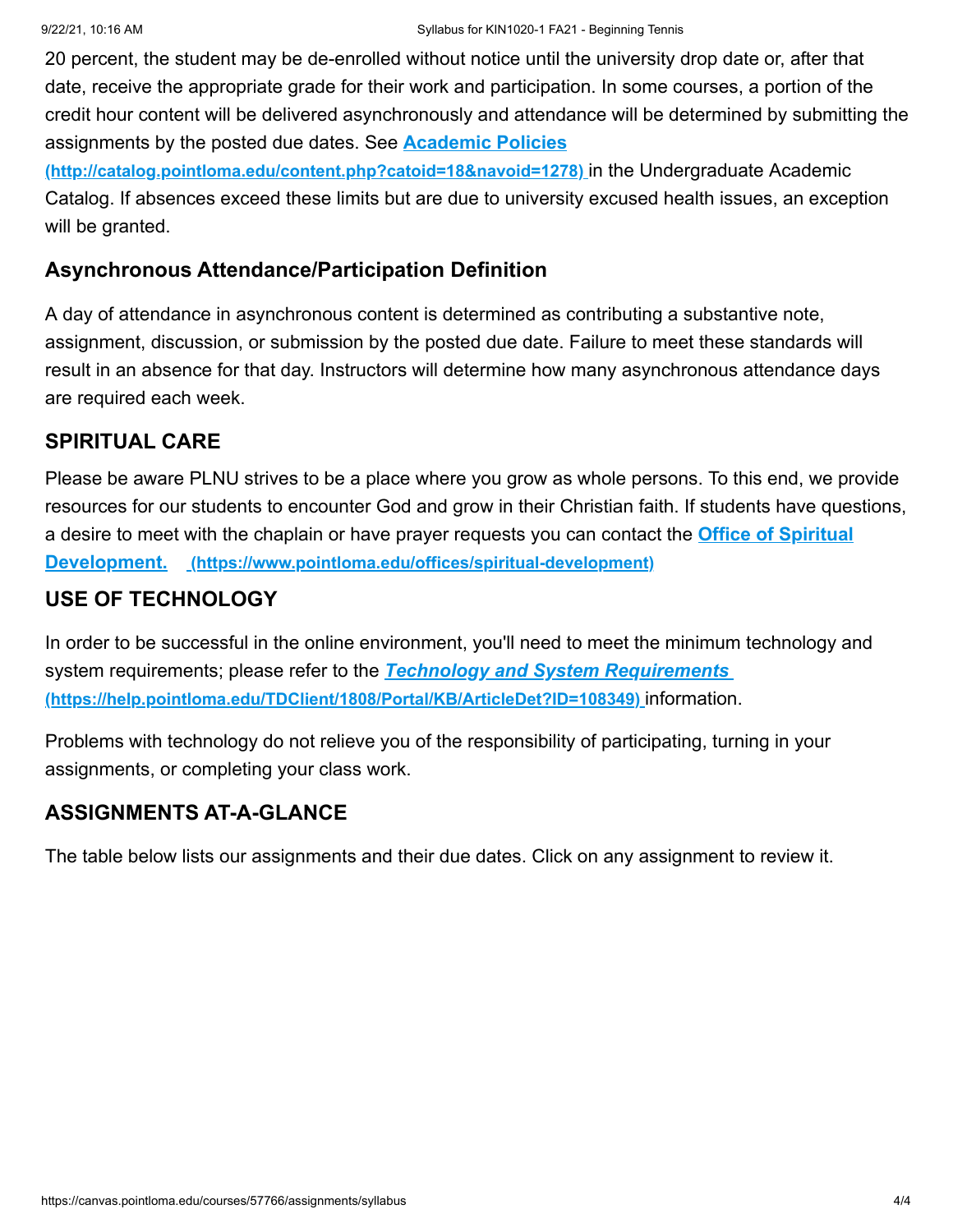20 percent, the student may be de-enrolled without notice until the university drop date or, after that date, receive the appropriate grade for their work and participation. In some courses, a portion of the credit hour content will be delivered asynchronously and attendance will be determined by submitting the assignments by the posted due dates. See **[Academic Policies (http://catalog.pointloma.edu/content.php?catoid=18&navoid=1278)](http://catalog.pointloma.edu/content.php?catoid=18&navoid=1278)** in the Undergraduate Academic Catalog. If absences exceed these limits but are due to university excused health issues, an exception will be granted.

## Asynchronous Attendance/Participation Definition

A day of attendance in asynchronous content is determined as contributing a substantive note, assignment, discussion, or submission by the posted due date. Failure to meet these standards will result in an absence for that day. Instructors will determine how many asynchronous attendance days are required each week.

## SPIRITUAL CARE

Please be aware PLNU strives to be a place where you grow as whole persons. To this end, we provide resources for our students to encounter God and grow in their Christian faith. If students have questions, a desire to meet with the chaplain or have prayer requests you can contact the **[Office of Spiritual Development. (https://www.pointloma.edu/offices/spiritual-development)](https://www.pointloma.edu/offices/spiritual-development)**

## USE OF TECHNOLOGY

In order to be successful in the online environment, you'll need to meet the minimum technology and system requirements; please refer to the ***[Technology and System Requirements (https://help.pointloma.edu/TDClient/1808/Portal/KB/ArticleDet?ID=108349)](https://help.pointloma.edu/TDClient/1808/Portal/KB/ArticleDet?ID=108349)*** information.

Problems with technology do not relieve you of the responsibility of participating, turning in your assignments, or completing your class work.

## ASSIGNMENTS AT-A-GLANCE

The table below lists our assignments and their due dates. Click on any assignment to review it.